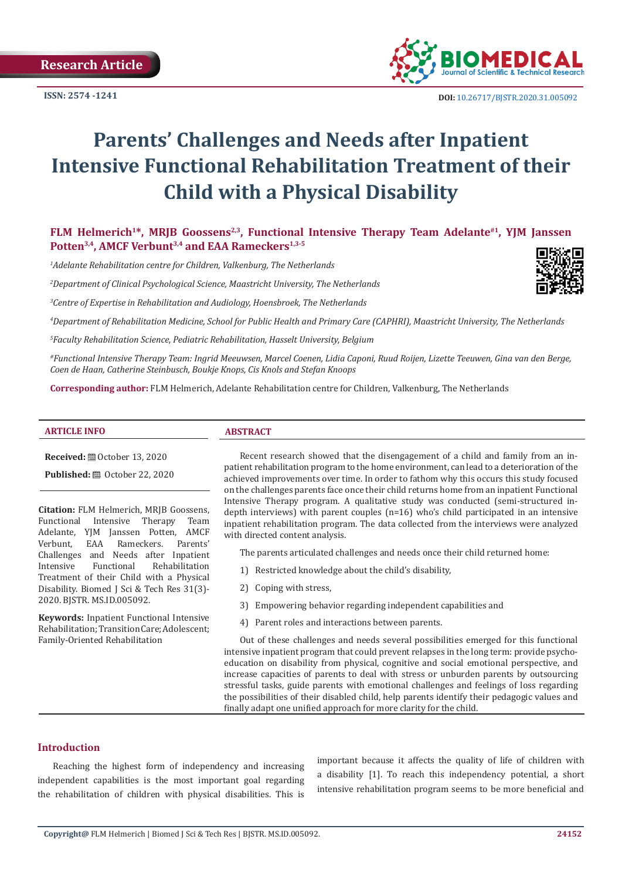Research Article

ISSN: 2574 -1241

DOI: 10.26717/BJSTR.2020.31.005092

# Parents' Challenges and Needs after Inpatient Intensive Functional Rehabilitation Treatment of their Child with a Physical Disability

**FLM Helmerich[1]*, MRJB Goossens[2,3], Functional Intensive Therapy Team Adelante[#1], YJM Janssen Potten[3,4], AMCF Verbunt[3,4] and EAA Rameckers[1,3-5]**

*[1]Adelante Rehabilitation centre for Children, Valkenburg, The Netherlands*

*[2]Department of Clinical Psychological Science, Maastricht University, The Netherlands*

*[3]Centre of Expertise in Rehabilitation and Audiology, Hoensbroek, The Netherlands*

*[4]Department of Rehabilitation Medicine, School for Public Health and Primary Care (CAPHRI), Maastricht University, The Netherlands*

*[5]Faculty Rehabilitation Science, Pediatric Rehabilitation, Hasselt University, Belgium*

*[#]Functional Intensive Therapy Team: Ingrid Meeuwsen, Marcel Coenen, Lidia Caponi, Ruud Roijen, Lizette Teeuwen, Gina van den Berge, Coen de Haan, Catherine Steinbusch, Boukje Knops, Cis Knols and Stefan Knoops*

**Corresponding author:** FLM Helmerich, Adelante Rehabilitation centre for Children, Valkenburg, The Netherlands

## ARTICLE INFO

**Received:** October 13, 2020

**Published:** October 22, 2020

**Citation:** FLM Helmerich, MRJB Goossens, Functional Intensive Therapy Team Adelante, YJM Janssen Potten, AMCF Verbunt, EAA Rameckers. Parents' Challenges and Needs after Inpatient Intensive Functional Rehabilitation Treatment of their Child with a Physical Disability. Biomed J Sci & Tech Res 31(3)-2020. BJSTR. MS.ID.005092.

**Keywords:** Inpatient Functional Intensive Rehabilitation; Transition Care; Adolescent; Family-Oriented Rehabilitation

## ABSTRACT

Recent research showed that the disengagement of a child and family from an inpatient rehabilitation program to the home environment, can lead to a deterioration of the achieved improvements over time. In order to fathom why this occurs this study focused on the challenges parents face once their child returns home from an inpatient Functional Intensive Therapy program. A qualitative study was conducted (semi-structured in-depth interviews) with parent couples (n=16) who's child participated in an intensive inpatient rehabilitation program. The data collected from the interviews were analyzed with directed content analysis.

The parents articulated challenges and needs once their child returned home:

1) Restricted knowledge about the child's disability,
2) Coping with stress,
3) Empowering behavior regarding independent capabilities and
4) Parent roles and interactions between parents.

Out of these challenges and needs several possibilities emerged for this functional intensive inpatient program that could prevent relapses in the long term: provide psycho-education on disability from physical, cognitive and social emotional perspective, and increase capacities of parents to deal with stress or unburden parents by outsourcing stressful tasks, guide parents with emotional challenges and feelings of loss regarding the possibilities of their disabled child, help parents identify their pedagogic values and finally adapt one unified approach for more clarity for the child.

## Introduction

Reaching the highest form of independency and increasing independent capabilities is the most important goal regarding the rehabilitation of children with physical disabilities. This is important because it affects the quality of life of children with a disability [1]. To reach this independency potential, a short intensive rehabilitation program seems to be more beneficial and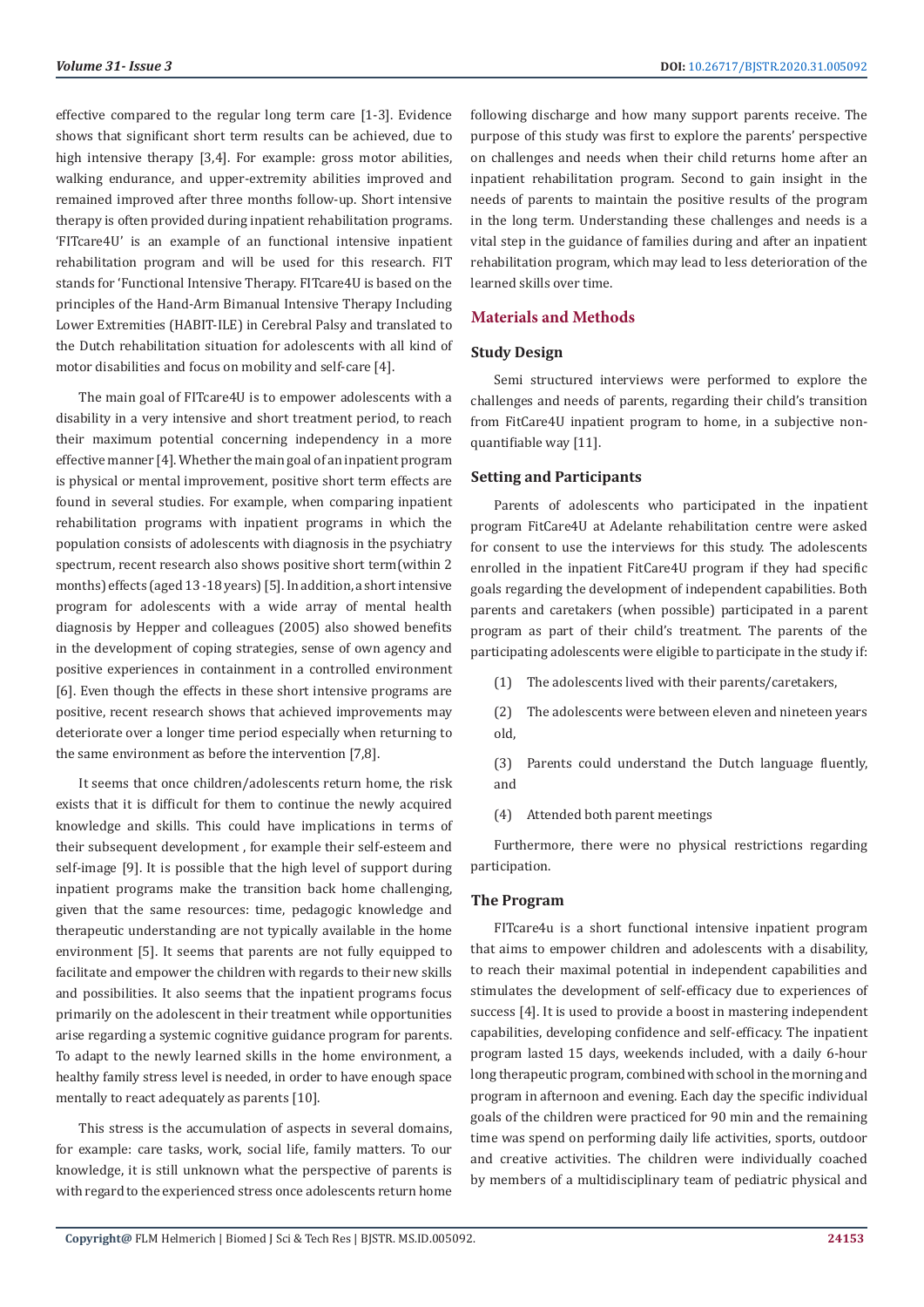effective compared to the regular long term care [1-3]. Evidence shows that significant short term results can be achieved, due to high intensive therapy [3,4]. For example: gross motor abilities, walking endurance, and upper-extremity abilities improved and remained improved after three months follow-up. Short intensive therapy is often provided during inpatient rehabilitation programs. 'FITcare4U' is an example of an functional intensive inpatient rehabilitation program and will be used for this research. FIT stands for 'Functional Intensive Therapy. FITcare4U is based on the principles of the Hand-Arm Bimanual Intensive Therapy Including Lower Extremities (HABIT-ILE) in Cerebral Palsy and translated to the Dutch rehabilitation situation for adolescents with all kind of motor disabilities and focus on mobility and self-care [4].

The main goal of FITcare4U is to empower adolescents with a disability in a very intensive and short treatment period, to reach their maximum potential concerning independency in a more effective manner [4]. Whether the main goal of an inpatient program is physical or mental improvement, positive short term effects are found in several studies. For example, when comparing inpatient rehabilitation programs with inpatient programs in which the population consists of adolescents with diagnosis in the psychiatry spectrum, recent research also shows positive short term(within 2 months) effects (aged 13 -18 years) [5]. In addition, a short intensive program for adolescents with a wide array of mental health diagnosis by Hepper and colleagues (2005) also showed benefits in the development of coping strategies, sense of own agency and positive experiences in containment in a controlled environment [6]. Even though the effects in these short intensive programs are positive, recent research shows that achieved improvements may deteriorate over a longer time period especially when returning to the same environment as before the intervention [7,8].

It seems that once children/adolescents return home, the risk exists that it is difficult for them to continue the newly acquired knowledge and skills. This could have implications in terms of their subsequent development , for example their self-esteem and self-image [9]. It is possible that the high level of support during inpatient programs make the transition back home challenging, given that the same resources: time, pedagogic knowledge and therapeutic understanding are not typically available in the home environment [5]. It seems that parents are not fully equipped to facilitate and empower the children with regards to their new skills and possibilities. It also seems that the inpatient programs focus primarily on the adolescent in their treatment while opportunities arise regarding a systemic cognitive guidance program for parents. To adapt to the newly learned skills in the home environment, a healthy family stress level is needed, in order to have enough space mentally to react adequately as parents [10].

This stress is the accumulation of aspects in several domains, for example: care tasks, work, social life, family matters. To our knowledge, it is still unknown what the perspective of parents is with regard to the experienced stress once adolescents return home following discharge and how many support parents receive. The purpose of this study was first to explore the parents' perspective on challenges and needs when their child returns home after an inpatient rehabilitation program. Second to gain insight in the needs of parents to maintain the positive results of the program in the long term. Understanding these challenges and needs is a vital step in the guidance of families during and after an inpatient rehabilitation program, which may lead to less deterioration of the learned skills over time.

## Materials and Methods

### Study Design

Semi structured interviews were performed to explore the challenges and needs of parents, regarding their child's transition from FitCare4U inpatient program to home, in a subjective non-quantifiable way [11].

### Setting and Participants

Parents of adolescents who participated in the inpatient program FitCare4U at Adelante rehabilitation centre were asked for consent to use the interviews for this study. The adolescents enrolled in the inpatient FitCare4U program if they had specific goals regarding the development of independent capabilities. Both parents and caretakers (when possible) participated in a parent program as part of their child's treatment. The parents of the participating adolescents were eligible to participate in the study if:

(1) The adolescents lived with their parents/caretakers,

(2) The adolescents were between eleven and nineteen years old,

(3) Parents could understand the Dutch language fluently, and

(4) Attended both parent meetings

Furthermore, there were no physical restrictions regarding participation.

### The Program

FITcare4u is a short functional intensive inpatient program that aims to empower children and adolescents with a disability, to reach their maximal potential in independent capabilities and stimulates the development of self-efficacy due to experiences of success [4]. It is used to provide a boost in mastering independent capabilities, developing confidence and self-efficacy. The inpatient program lasted 15 days, weekends included, with a daily 6-hour long therapeutic program, combined with school in the morning and program in afternoon and evening. Each day the specific individual goals of the children were practiced for 90 min and the remaining time was spend on performing daily life activities, sports, outdoor and creative activities. The children were individually coached by members of a multidisciplinary team of pediatric physical and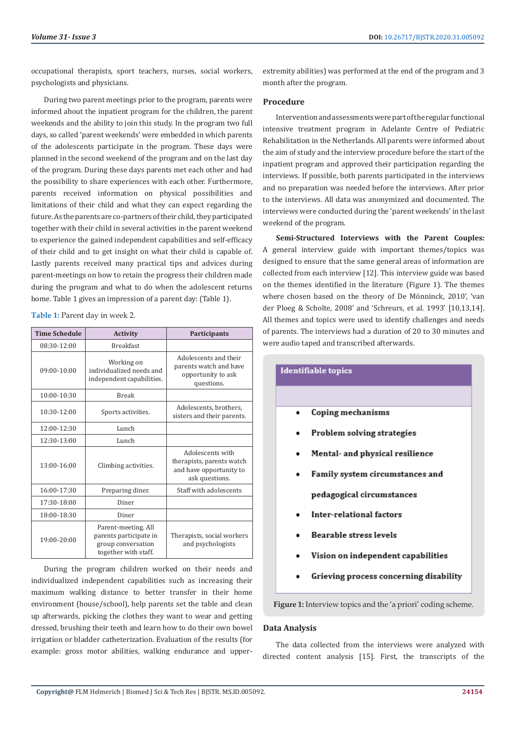occupational therapists, sport teachers, nurses, social workers, psychologists and physicians.

During two parent meetings prior to the program, parents were informed about the inpatient program for the children, the parent weekends and the ability to join this study. In the program two full days, so called 'parent weekends' were embedded in which parents of the adolescents participate in the program. These days were planned in the second weekend of the program and on the last day of the program. During these days parents met each other and had the possibility to share experiences with each other. Furthermore, parents received information on physical possibilities and limitations of their child and what they can expect regarding the future. As the parents are co-partners of their child, they participated together with their child in several activities in the parent weekend to experience the gained independent capabilities and self-efficacy of their child and to get insight on what their child is capable of. Lastly parents received many practical tips and advices during parent-meetings on how to retain the progress their children made during the program and what to do when the adolescent returns home. Table 1 gives an impression of a parent day: (Table 1).

**Table 1:** Parent day in week 2.

| Time Schedule | Activity | Participants |
|---|---|---|
| 08:30-12:00 | Breakfast | |
| 09:00-10:00 | Working on individualized needs and independent capabilities. | Adolescents and their parents watch and have opportunity to ask questions. |
| 10:00-10:30 | Break | |
| 10:30-12:00 | Sports activities. | Adolescents, brothers, sisters and their parents. |
| 12:00-12:30 | Lunch | |
| 12:30-13:00 | Lunch | |
| 13:00-16:00 | Climbing activities. | Adolescents with therapists, parents watch and have opportunity to ask questions. |
| 16:00-17:30 | Preparing diner. | Staff with adolescents |
| 17:30-18:00 | Diner | |
| 18:00-18:30 | Diner | |
| 19:00-20:00 | Parent-meeting. All parents participate in group conversation together with staff. | Therapists, social workers and psychologists |

During the program children worked on their needs and individualized independent capabilities such as increasing their maximum walking distance to better transfer in their home environment (house/school), help parents set the table and clean up afterwards, picking the clothes they want to wear and getting dressed, brushing their teeth and learn how to do their own bowel irrigation or bladder catheterization. Evaluation of the results (for example: gross motor abilities, walking endurance and upper-extremity abilities) was performed at the end of the program and 3 month after the program.

## Procedure

Intervention and assessments were part of the regular functional intensive treatment program in Adelante Centre of Pediatric Rehabilitation in the Netherlands. All parents were informed about the aim of study and the interview procedure before the start of the inpatient program and approved their participation regarding the interviews. If possible, both parents participated in the interviews and no preparation was needed before the interviews. After prior to the interviews. All data was anonymized and documented. The interviews were conducted during the 'parent weekends' in the last weekend of the program.

**Semi-Structured Interviews with the Parent Couples:** A general interview guide with important themes/topics was designed to ensure that the same general areas of information are collected from each interview [12]. This interview guide was based on the themes identified in the literature (Figure 1). The themes where chosen based on the theory of De Mönninck, 2010', 'van der Ploeg & Scholte, 2008' and 'Schreurs, et al. 1993' [10,13,14]. All themes and topics were used to identify challenges and needs of parents. The interviews had a duration of 20 to 30 minutes and were audio taped and transcribed afterwards.

| Identifiable topics |
|---|
| • Coping mechanisms |
| • Problem solving strategies |
| • Mental- and physical resilience |
| • Family system circumstances and pedagogical circumstances |
| • Inter-relational factors |
| • Bearable stress levels |
| • Vision on independent capabilities |
| • Grieving process concerning disability |

**Figure 1:** Interview topics and the 'a priori' coding scheme.

## Data Analysis

The data collected from the interviews were analyzed with directed content analysis [15]. First, the transcripts of the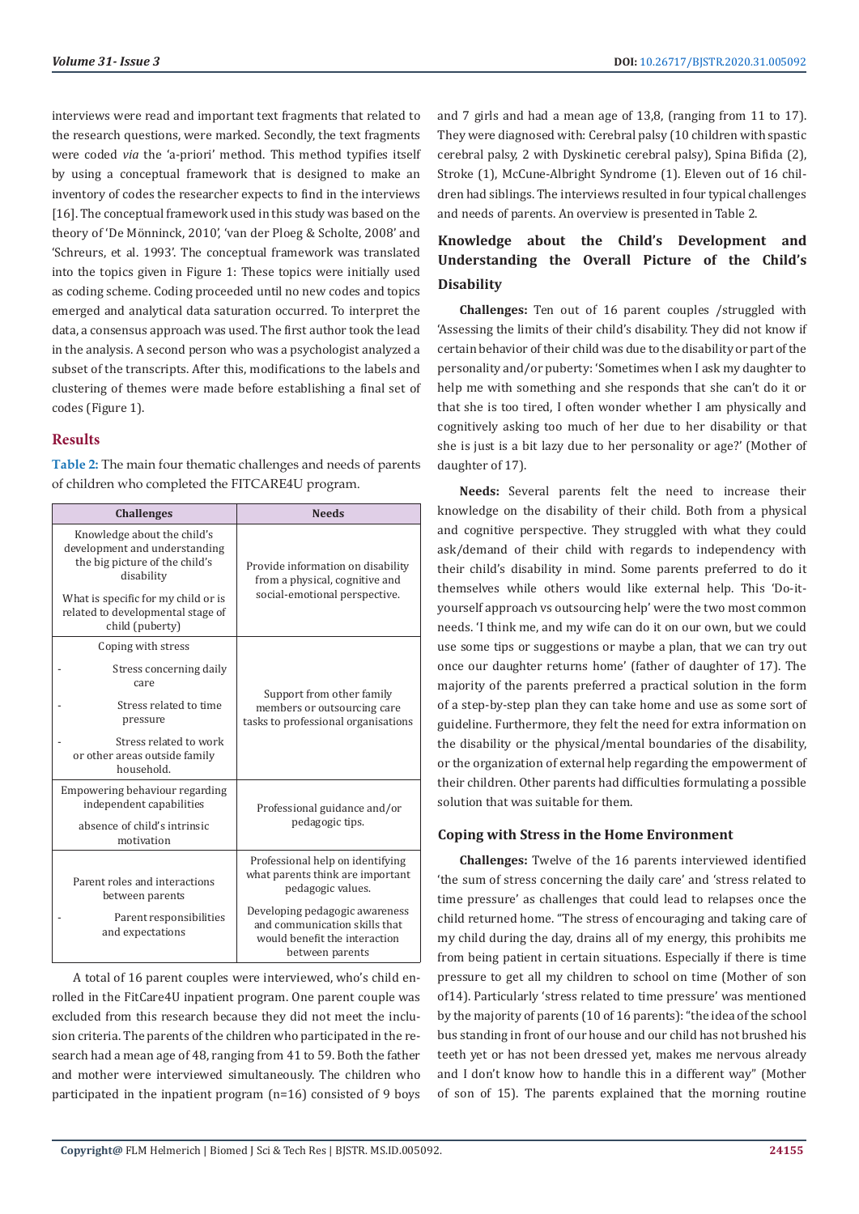interviews were read and important text fragments that related to the research questions, were marked. Secondly, the text fragments were coded *via* the 'a-priori' method. This method typifies itself by using a conceptual framework that is designed to make an inventory of codes the researcher expects to find in the interviews [16]. The conceptual framework used in this study was based on the theory of 'De Mönninck, 2010', 'van der Ploeg & Scholte, 2008' and 'Schreurs, et al. 1993'. The conceptual framework was translated into the topics given in Figure 1: These topics were initially used as coding scheme. Coding proceeded until no new codes and topics emerged and analytical data saturation occurred. To interpret the data, a consensus approach was used. The first author took the lead in the analysis. A second person who was a psychologist analyzed a subset of the transcripts. After this, modifications to the labels and clustering of themes were made before establishing a final set of codes (Figure 1).

## Results

**Table 2:** The main four thematic challenges and needs of parents of children who completed the FITCARE4U program.

| Challenges | Needs |
|---|---|
| Knowledge about the child's development and understanding the big picture of the child's disability<br><br>What is specific for my child or is related to developmental stage of child (puberty) | Provide information on disability from a physical, cognitive and social-emotional perspective. |
| Coping with stress<br><br>- Stress concerning daily care<br>- Stress related to time pressure<br>- Stress related to work or other areas outside family household. | Support from other family members or outsourcing care tasks to professional organisations |
| Empowering behaviour regarding independent capabilities<br><br>absence of child's intrinsic motivation | Professional guidance and/or pedagogic tips. |
| Parent roles and interactions between parents<br><br>- Parent responsibilities and expectations | Professional help on identifying what parents think are important pedagogic values.<br><br>Developing pedagogic awareness and communication skills that would benefit the interaction between parents |

A total of 16 parent couples were interviewed, who's child enrolled in the FitCare4U inpatient program. One parent couple was excluded from this research because they did not meet the inclusion criteria. The parents of the children who participated in the research had a mean age of 48, ranging from 41 to 59. Both the father and mother were interviewed simultaneously. The children who participated in the inpatient program (n=16) consisted of 9 boys and 7 girls and had a mean age of 13,8, (ranging from 11 to 17). They were diagnosed with: Cerebral palsy (10 children with spastic cerebral palsy, 2 with Dyskinetic cerebral palsy), Spina Bifida (2), Stroke (1), McCune-Albright Syndrome (1). Eleven out of 16 children had siblings. The interviews resulted in four typical challenges and needs of parents. An overview is presented in Table 2.

### Knowledge about the Child's Development and Understanding the Overall Picture of the Child's Disability

**Challenges:** Ten out of 16 parent couples /struggled with 'Assessing the limits of their child's disability. They did not know if certain behavior of their child was due to the disability or part of the personality and/or puberty: 'Sometimes when I ask my daughter to help me with something and she responds that she can't do it or that she is too tired, I often wonder whether I am physically and cognitively asking too much of her due to her disability or that she is just is a bit lazy due to her personality or age?' (Mother of daughter of 17).

**Needs:** Several parents felt the need to increase their knowledge on the disability of their child. Both from a physical and cognitive perspective. They struggled with what they could ask/demand of their child with regards to independency with their child's disability in mind. Some parents preferred to do it themselves while others would like external help. This 'Do-it-yourself approach vs outsourcing help' were the two most common needs. 'I think me, and my wife can do it on our own, but we could use some tips or suggestions or maybe a plan, that we can try out once our daughter returns home' (father of daughter of 17). The majority of the parents preferred a practical solution in the form of a step-by-step plan they can take home and use as some sort of guideline. Furthermore, they felt the need for extra information on the disability or the physical/mental boundaries of the disability, or the organization of external help regarding the empowerment of their children. Other parents had difficulties formulating a possible solution that was suitable for them.

### Coping with Stress in the Home Environment

**Challenges:** Twelve of the 16 parents interviewed identified 'the sum of stress concerning the daily care' and 'stress related to time pressure' as challenges that could lead to relapses once the child returned home. "The stress of encouraging and taking care of my child during the day, drains all of my energy, this prohibits me from being patient in certain situations. Especially if there is time pressure to get all my children to school on time (Mother of son of14). Particularly 'stress related to time pressure' was mentioned by the majority of parents (10 of 16 parents): "the idea of the school bus standing in front of our house and our child has not brushed his teeth yet or has not been dressed yet, makes me nervous already and I don't know how to handle this in a different way" (Mother of son of 15). The parents explained that the morning routine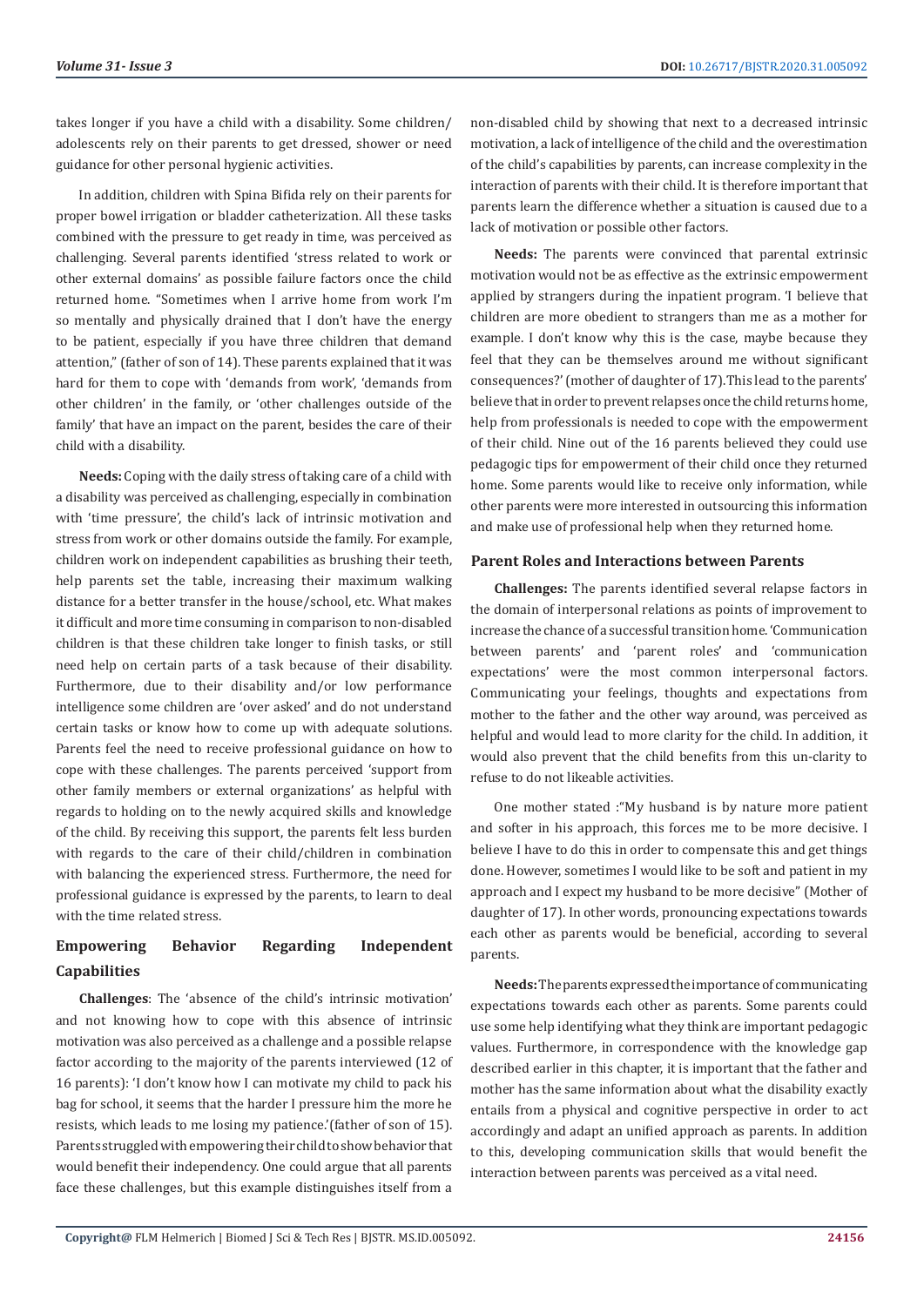takes longer if you have a child with a disability. Some children/adolescents rely on their parents to get dressed, shower or need guidance for other personal hygienic activities.

In addition, children with Spina Bifida rely on their parents for proper bowel irrigation or bladder catheterization. All these tasks combined with the pressure to get ready in time, was perceived as challenging. Several parents identified 'stress related to work or other external domains' as possible failure factors once the child returned home. "Sometimes when I arrive home from work I'm so mentally and physically drained that I don't have the energy to be patient, especially if you have three children that demand attention," (father of son of 14). These parents explained that it was hard for them to cope with 'demands from work', 'demands from other children' in the family, or 'other challenges outside of the family' that have an impact on the parent, besides the care of their child with a disability.

**Needs:** Coping with the daily stress of taking care of a child with a disability was perceived as challenging, especially in combination with 'time pressure', the child's lack of intrinsic motivation and stress from work or other domains outside the family. For example, children work on independent capabilities as brushing their teeth, help parents set the table, increasing their maximum walking distance for a better transfer in the house/school, etc. What makes it difficult and more time consuming in comparison to non-disabled children is that these children take longer to finish tasks, or still need help on certain parts of a task because of their disability. Furthermore, due to their disability and/or low performance intelligence some children are 'over asked' and do not understand certain tasks or know how to come up with adequate solutions. Parents feel the need to receive professional guidance on how to cope with these challenges. The parents perceived 'support from other family members or external organizations' as helpful with regards to holding on to the newly acquired skills and knowledge of the child. By receiving this support, the parents felt less burden with regards to the care of their child/children in combination with balancing the experienced stress. Furthermore, the need for professional guidance is expressed by the parents, to learn to deal with the time related stress.

## Empowering Behavior Regarding Independent Capabilities

**Challenges**: The 'absence of the child's intrinsic motivation' and not knowing how to cope with this absence of intrinsic motivation was also perceived as a challenge and a possible relapse factor according to the majority of the parents interviewed (12 of 16 parents): 'I don't know how I can motivate my child to pack his bag for school, it seems that the harder I pressure him the more he resists, which leads to me losing my patience.'(father of son of 15). Parents struggled with empowering their child to show behavior that would benefit their independency. One could argue that all parents face these challenges, but this example distinguishes itself from a non-disabled child by showing that next to a decreased intrinsic motivation, a lack of intelligence of the child and the overestimation of the child's capabilities by parents, can increase complexity in the interaction of parents with their child. It is therefore important that parents learn the difference whether a situation is caused due to a lack of motivation or possible other factors.

**Needs:** The parents were convinced that parental extrinsic motivation would not be as effective as the extrinsic empowerment applied by strangers during the inpatient program. 'I believe that children are more obedient to strangers than me as a mother for example. I don't know why this is the case, maybe because they feel that they can be themselves around me without significant consequences?' (mother of daughter of 17). This lead to the parents' believe that in order to prevent relapses once the child returns home, help from professionals is needed to cope with the empowerment of their child. Nine out of the 16 parents believed they could use pedagogic tips for empowerment of their child once they returned home. Some parents would like to receive only information, while other parents were more interested in outsourcing this information and make use of professional help when they returned home.

### Parent Roles and Interactions between Parents

**Challenges:** The parents identified several relapse factors in the domain of interpersonal relations as points of improvement to increase the chance of a successful transition home. 'Communication between parents' and 'parent roles' and 'communication expectations' were the most common interpersonal factors. Communicating your feelings, thoughts and expectations from mother to the father and the other way around, was perceived as helpful and would lead to more clarity for the child. In addition, it would also prevent that the child benefits from this un-clarity to refuse to do not likeable activities.

One mother stated :"My husband is by nature more patient and softer in his approach, this forces me to be more decisive. I believe I have to do this in order to compensate this and get things done. However, sometimes I would like to be soft and patient in my approach and I expect my husband to be more decisive" (Mother of daughter of 17). In other words, pronouncing expectations towards each other as parents would be beneficial, according to several parents.

**Needs:** The parents expressed the importance of communicating expectations towards each other as parents. Some parents could use some help identifying what they think are important pedagogic values. Furthermore, in correspondence with the knowledge gap described earlier in this chapter, it is important that the father and mother has the same information about what the disability exactly entails from a physical and cognitive perspective in order to act accordingly and adapt an unified approach as parents. In addition to this, developing communication skills that would benefit the interaction between parents was perceived as a vital need.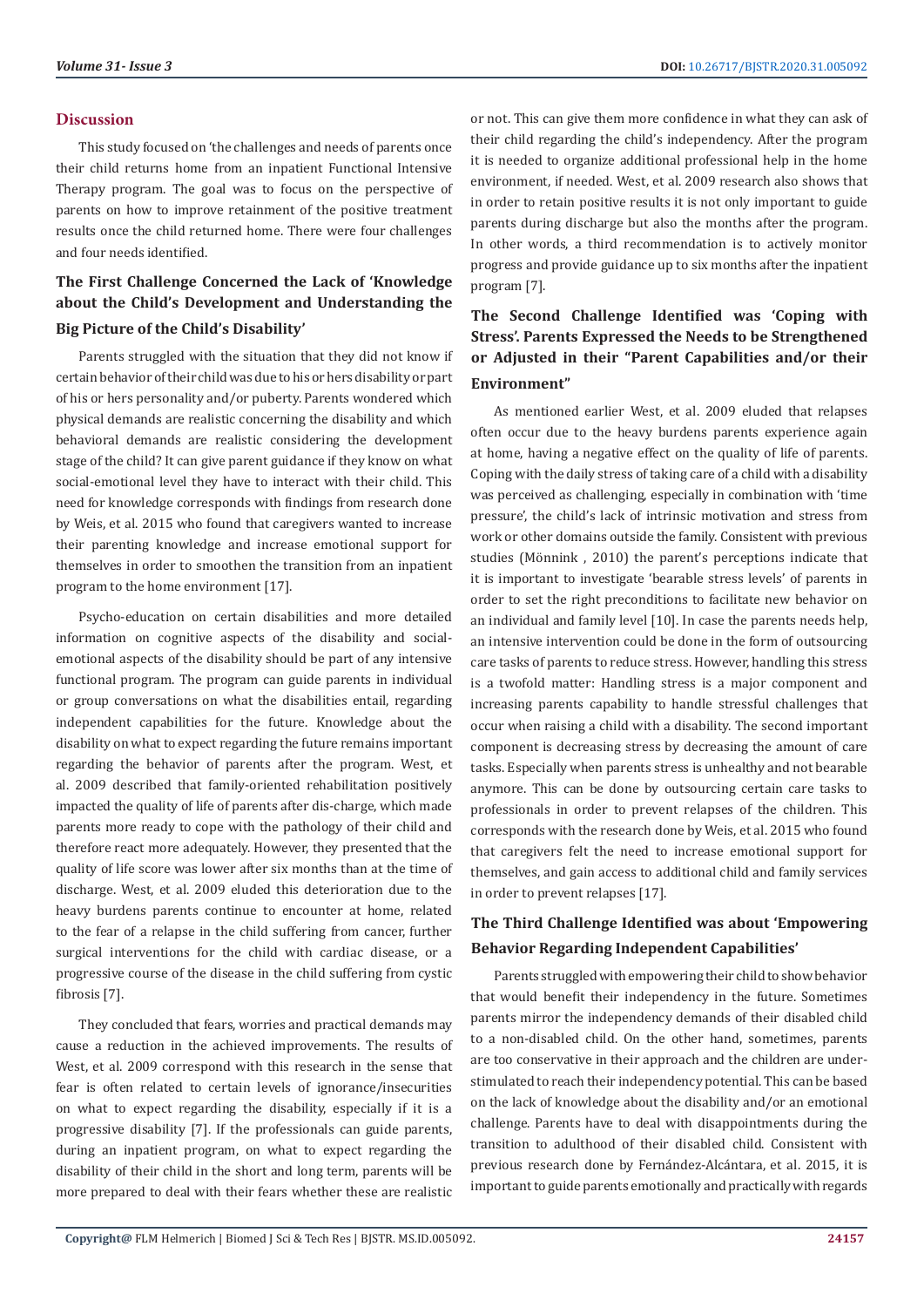## Discussion

This study focused on 'the challenges and needs of parents once their child returns home from an inpatient Functional Intensive Therapy program. The goal was to focus on the perspective of parents on how to improve retainment of the positive treatment results once the child returned home. There were four challenges and four needs identified.

### The First Challenge Concerned the Lack of 'Knowledge about the Child's Development and Understanding the Big Picture of the Child's Disability'

Parents struggled with the situation that they did not know if certain behavior of their child was due to his or hers disability or part of his or hers personality and/or puberty. Parents wondered which physical demands are realistic concerning the disability and which behavioral demands are realistic considering the development stage of the child? It can give parent guidance if they know on what social-emotional level they have to interact with their child. This need for knowledge corresponds with findings from research done by Weis, et al. 2015 who found that caregivers wanted to increase their parenting knowledge and increase emotional support for themselves in order to smoothen the transition from an inpatient program to the home environment [17].

Psycho-education on certain disabilities and more detailed information on cognitive aspects of the disability and social-emotional aspects of the disability should be part of any intensive functional program. The program can guide parents in individual or group conversations on what the disabilities entail, regarding independent capabilities for the future. Knowledge about the disability on what to expect regarding the future remains important regarding the behavior of parents after the program. West, et al. 2009 described that family-oriented rehabilitation positively impacted the quality of life of parents after dis-charge, which made parents more ready to cope with the pathology of their child and therefore react more adequately. However, they presented that the quality of life score was lower after six months than at the time of discharge. West, et al. 2009 eluded this deterioration due to the heavy burdens parents continue to encounter at home, related to the fear of a relapse in the child suffering from cancer, further surgical interventions for the child with cardiac disease, or a progressive course of the disease in the child suffering from cystic fibrosis [7].

They concluded that fears, worries and practical demands may cause a reduction in the achieved improvements. The results of West, et al. 2009 correspond with this research in the sense that fear is often related to certain levels of ignorance/insecurities on what to expect regarding the disability, especially if it is a progressive disability [7]. If the professionals can guide parents, during an inpatient program, on what to expect regarding the disability of their child in the short and long term, parents will be more prepared to deal with their fears whether these are realistic or not. This can give them more confidence in what they can ask of their child regarding the child's independency. After the program it is needed to organize additional professional help in the home environment, if needed. West, et al. 2009 research also shows that in order to retain positive results it is not only important to guide parents during discharge but also the months after the program. In other words, a third recommendation is to actively monitor progress and provide guidance up to six months after the inpatient program [7].

### The Second Challenge Identified was 'Coping with Stress'. Parents Expressed the Needs to be Strengthened or Adjusted in their "Parent Capabilities and/or their Environment"

As mentioned earlier West, et al. 2009 eluded that relapses often occur due to the heavy burdens parents experience again at home, having a negative effect on the quality of life of parents. Coping with the daily stress of taking care of a child with a disability was perceived as challenging, especially in combination with 'time pressure', the child's lack of intrinsic motivation and stress from work or other domains outside the family. Consistent with previous studies (Mönnink , 2010) the parent's perceptions indicate that it is important to investigate 'bearable stress levels' of parents in order to set the right preconditions to facilitate new behavior on an individual and family level [10]. In case the parents needs help, an intensive intervention could be done in the form of outsourcing care tasks of parents to reduce stress. However, handling this stress is a twofold matter: Handling stress is a major component and increasing parents capability to handle stressful challenges that occur when raising a child with a disability. The second important component is decreasing stress by decreasing the amount of care tasks. Especially when parents stress is unhealthy and not bearable anymore. This can be done by outsourcing certain care tasks to professionals in order to prevent relapses of the children. This corresponds with the research done by Weis, et al. 2015 who found that caregivers felt the need to increase emotional support for themselves, and gain access to additional child and family services in order to prevent relapses [17].

### The Third Challenge Identified was about 'Empowering Behavior Regarding Independent Capabilities'

Parents struggled with empowering their child to show behavior that would benefit their independency in the future. Sometimes parents mirror the independency demands of their disabled child to a non-disabled child. On the other hand, sometimes, parents are too conservative in their approach and the children are under-stimulated to reach their independency potential. This can be based on the lack of knowledge about the disability and/or an emotional challenge. Parents have to deal with disappointments during the transition to adulthood of their disabled child. Consistent with previous research done by Fernández-Alcántara, et al. 2015, it is important to guide parents emotionally and practically with regards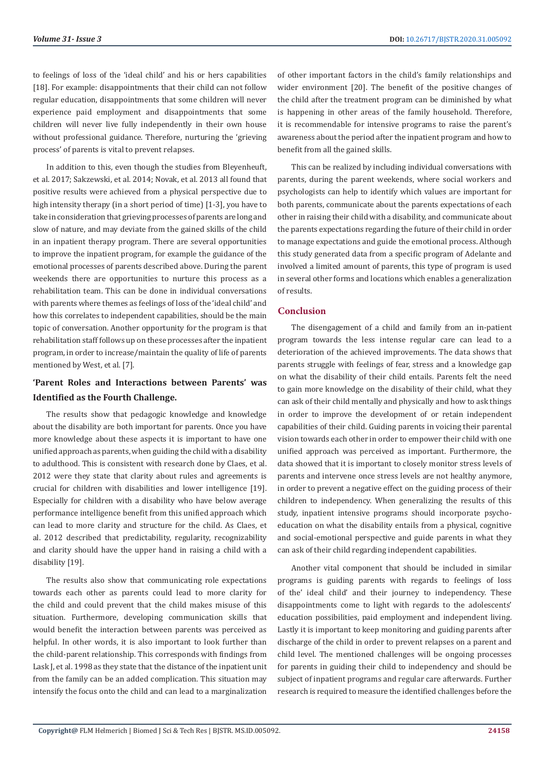to feelings of loss of the 'ideal child' and his or hers capabilities [18]. For example: disappointments that their child can not follow regular education, disappointments that some children will never experience paid employment and disappointments that some children will never live fully independently in their own house without professional guidance. Therefore, nurturing the 'grieving process' of parents is vital to prevent relapses.

In addition to this, even though the studies from Bleyenheuft, et al. 2017; Sakzewski, et al. 2014; Novak, et al. 2013 all found that positive results were achieved from a physical perspective due to high intensity therapy (in a short period of time) [1-3], you have to take in consideration that grieving processes of parents are long and slow of nature, and may deviate from the gained skills of the child in an inpatient therapy program. There are several opportunities to improve the inpatient program, for example the guidance of the emotional processes of parents described above. During the parent weekends there are opportunities to nurture this process as a rehabilitation team. This can be done in individual conversations with parents where themes as feelings of loss of the 'ideal child' and how this correlates to independent capabilities, should be the main topic of conversation. Another opportunity for the program is that rehabilitation staff follows up on these processes after the inpatient program, in order to increase/maintain the quality of life of parents mentioned by West, et al. [7].

### 'Parent Roles and Interactions between Parents' was Identified as the Fourth Challenge.

The results show that pedagogic knowledge and knowledge about the disability are both important for parents. Once you have more knowledge about these aspects it is important to have one unified approach as parents, when guiding the child with a disability to adulthood. This is consistent with research done by Claes, et al. 2012 were they state that clarity about rules and agreements is crucial for children with disabilities and lower intelligence [19]. Especially for children with a disability who have below average performance intelligence benefit from this unified approach which can lead to more clarity and structure for the child. As Claes, et al. 2012 described that predictability, regularity, recognizability and clarity should have the upper hand in raising a child with a disability [19].

The results also show that communicating role expectations towards each other as parents could lead to more clarity for the child and could prevent that the child makes misuse of this situation. Furthermore, developing communication skills that would benefit the interaction between parents was perceived as helpful. In other words, it is also important to look further than the child-parent relationship. This corresponds with findings from Lask J, et al. 1998 as they state that the distance of the inpatient unit from the family can be an added complication. This situation may intensify the focus onto the child and can lead to a marginalization of other important factors in the child's family relationships and wider environment [20]. The benefit of the positive changes of the child after the treatment program can be diminished by what is happening in other areas of the family household. Therefore, it is recommendable for intensive programs to raise the parent's awareness about the period after the inpatient program and how to benefit from all the gained skills.

This can be realized by including individual conversations with parents, during the parent weekends, where social workers and psychologists can help to identify which values are important for both parents, communicate about the parents expectations of each other in raising their child with a disability, and communicate about the parents expectations regarding the future of their child in order to manage expectations and guide the emotional process. Although this study generated data from a specific program of Adelante and involved a limited amount of parents, this type of program is used in several other forms and locations which enables a generalization of results.

## Conclusion

The disengagement of a child and family from an in-patient program towards the less intense regular care can lead to a deterioration of the achieved improvements. The data shows that parents struggle with feelings of fear, stress and a knowledge gap on what the disability of their child entails. Parents felt the need to gain more knowledge on the disability of their child, what they can ask of their child mentally and physically and how to ask things in order to improve the development of or retain independent capabilities of their child. Guiding parents in voicing their parental vision towards each other in order to empower their child with one unified approach was perceived as important. Furthermore, the data showed that it is important to closely monitor stress levels of parents and intervene once stress levels are not healthy anymore, in order to prevent a negative effect on the guiding process of their children to independency. When generalizing the results of this study, inpatient intensive programs should incorporate psycho-education on what the disability entails from a physical, cognitive and social-emotional perspective and guide parents in what they can ask of their child regarding independent capabilities.

Another vital component that should be included in similar programs is guiding parents with regards to feelings of loss of the' ideal child' and their journey to independency. These disappointments come to light with regards to the adolescents' education possibilities, paid employment and independent living. Lastly it is important to keep monitoring and guiding parents after discharge of the child in order to prevent relapses on a parent and child level. The mentioned challenges will be ongoing processes for parents in guiding their child to independency and should be subject of inpatient programs and regular care afterwards. Further research is required to measure the identified challenges before the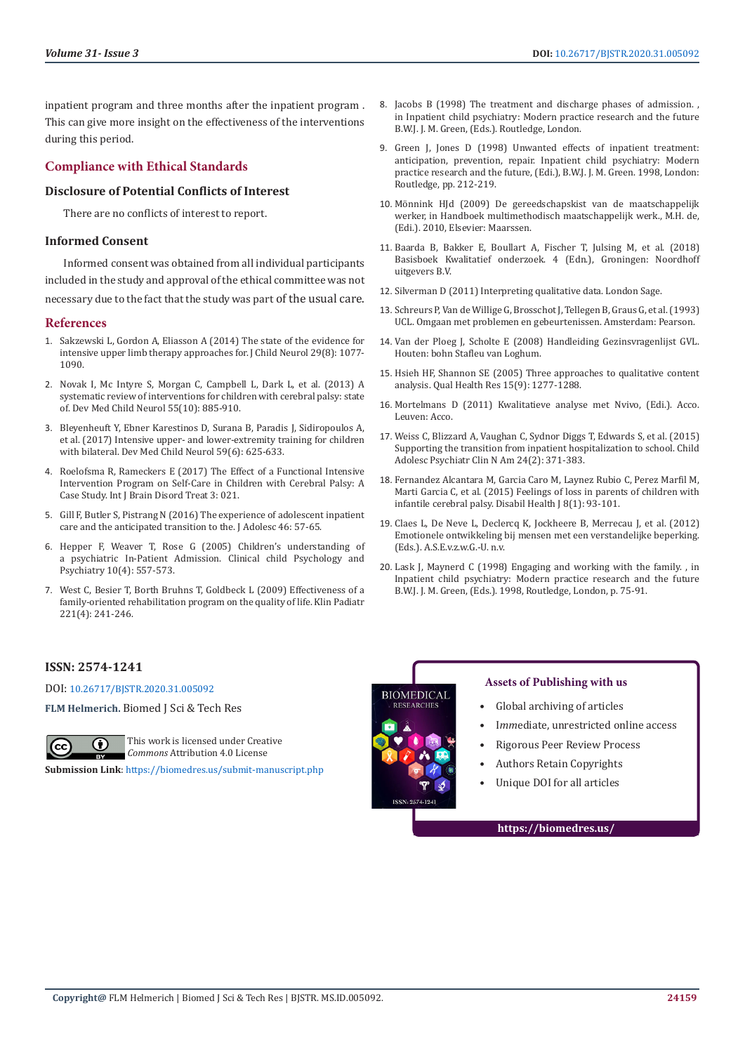inpatient program and three months after the inpatient program . This can give more insight on the effectiveness of the interventions during this period.

## Compliance with Ethical Standards

### Disclosure of Potential Conflicts of Interest

There are no conflicts of interest to report.

### Informed Consent

Informed consent was obtained from all individual participants included in the study and approval of the ethical committee was not necessary due to the fact that the study was part of the usual care.

## References

1. Sakzewski L, Gordon A, Eliasson A (2014) The state of the evidence for intensive upper limb therapy approaches for. J Child Neurol 29(8): 1077-1090.
2. Novak I, Mc Intyre S, Morgan C, Campbell L, Dark L, et al. (2013) A systematic review of interventions for children with cerebral palsy: state of. Dev Med Child Neurol 55(10): 885-910.
3. Bleyenheuft Y, Ebner Karestinos D, Surana B, Paradis J, Sidiropoulos A, et al. (2017) Intensive upper- and lower-extremity training for children with bilateral. Dev Med Child Neurol 59(6): 625-633.
4. Roelofsma R, Rameckers E (2017) The Effect of a Functional Intensive Intervention Program on Self-Care in Children with Cerebral Palsy: A Case Study. Int J Brain Disord Treat 3: 021.
5. Gill F, Butler S, Pistrang N (2016) The experience of adolescent inpatient care and the anticipated transition to the. J Adolesc 46: 57-65.
6. Hepper F, Weaver T, Rose G (2005) Children's understanding of a psychiatric In-Patient Admission. Clinical child Psychology and Psychiatry 10(4): 557-573.
7. West C, Besier T, Borth Bruhns T, Goldbeck L (2009) Effectiveness of a family-oriented rehabilitation program on the quality of life. Klin Padiatr 221(4): 241-246.
8. Jacobs B (1998) The treatment and discharge phases of admission. , in Inpatient child psychiatry: Modern practice research and the future B.W.J. J. M. Green, (Eds.). Routledge, London.
9. Green J, Jones D (1998) Unwanted effects of inpatient treatment: anticipation, prevention, repair. Inpatient child psychiatry: Modern practice research and the future, (Edi.), B.W.J. J. M. Green. 1998, London: Routledge, pp. 212-219.
10. Mönnink HJd (2009) De gereedschapskist van de maatschappelijk werker, in Handboek multimethodisch maatschappelijk werk., M.H. de, (Edi.). 2010, Elsevier: Maarssen.
11. Baarda B, Bakker E, Boullart A, Fischer T, Julsing M, et al. (2018) Basisboek Kwalitatief onderzoek. 4 (Edn.), Groningen: Noordhoff uitgevers B.V.
12. Silverman D (2011) Interpreting qualitative data. London Sage.
13. Schreurs P, Van de Willige G, Brosschot J, Tellegen B, Graus G, et al. (1993) UCL. Omgaan met problemen en gebeurtenissen. Amsterdam: Pearson.
14. Van der Ploeg J, Scholte E (2008) Handleiding Gezinsvragenlijst GVL. Houten: bohn Stafleu van Loghum.
15. Hsieh HF, Shannon SE (2005) Three approaches to qualitative content analysis. Qual Health Res 15(9): 1277-1288.
16. Mortelmans D (2011) Kwalitatieve analyse met Nvivo, (Edi.). Acco. Leuven: Acco.
17. Weiss C, Blizzard A, Vaughan C, Sydnor Diggs T, Edwards S, et al. (2015) Supporting the transition from inpatient hospitalization to school. Child Adolesc Psychiatr Clin N Am 24(2): 371-383.
18. Fernandez Alcantara M, Garcia Caro M, Laynez Rubio C, Perez Marfil M, Marti Garcia C, et al. (2015) Feelings of loss in parents of children with infantile cerebral palsy. Disabil Health J 8(1): 93-101.
19. Claes L, De Neve L, Declercq K, Jockheere B, Merrecau J, et al. (2012) Emotionele ontwikkeling bij mensen met een verstandelijke beperking. (Eds.). A.S.E.v.z.w.G.-U. n.v.
20. Lask J, Maynerd C (1998) Engaging and working with the family. , in Inpatient child psychiatry: Modern practice research and the future B.W.J. J. M. Green, (Eds.). 1998, Routledge, London, p. 75-91.

**ISSN: 2574-1241**

DOI: 10.26717/BJSTR.2020.31.005092

**FLM Helmerich**. Biomed J Sci & Tech Res

This work is licensed under Creative *Commons* Attribution 4.0 License

**Submission Link**: https://biomedres.us/submit-manuscript.php

**Assets of Publishing with us**

- Global archiving of articles
- Immediate, unrestricted online access
- Rigorous Peer Review Process
- Authors Retain Copyrights
- Unique DOI for all articles

**https://biomedres.us/**